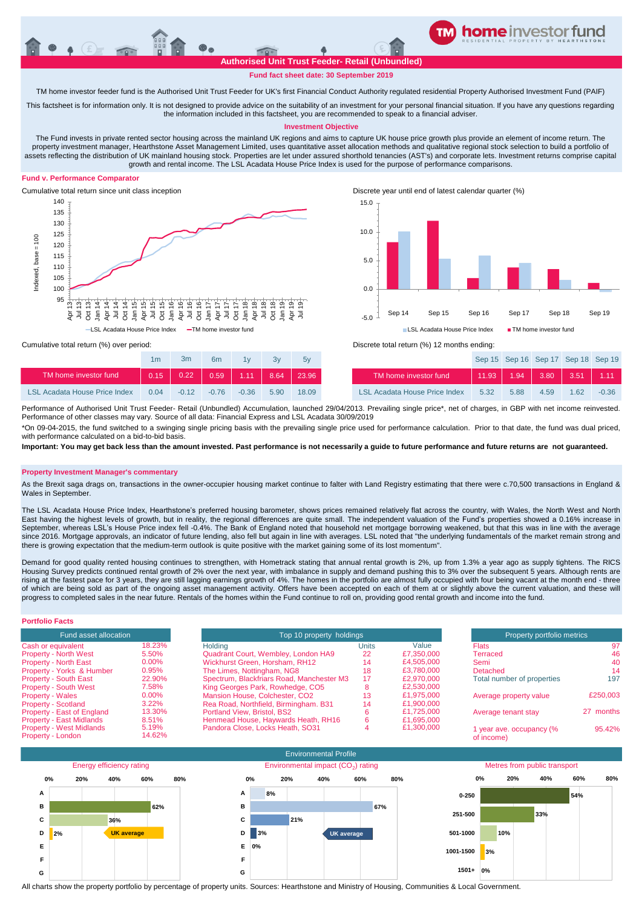**home investor fund** — RESIDENTIAL PROPERTY BY HEARTHSTONE

# Authorised Unit Trust Feeder- Retail (Unbundled)

**Fund fact sheet date: 30 September 2019**

TM home investor feeder fund is the Authorised Unit Trust Feeder for UK's first Financial Conduct Authority regulated residential Property Authorised Investment Fund (PAIF)

This factsheet is for information only. It is not designed to provide advice on the suitability of an investment for your personal financial situation. If you have any questions regarding the information included in this factsheet, you are recommended to speak to a financial adviser.

## Investment Objective

The Fund invests in private rented sector housing across the mainland UK regions and aims to capture UK house price growth plus provide an element of income return. The property investment manager, Hearthstone Asset Management Limited, uses quantitative asset allocation methods and qualitative regional stock selection to build a portfolio of assets reflecting the distribution of UK mainland housing stock. Properties are let under assured shorthold tenancies (AST's) and corporate lets. Investment returns comprise capital growth and rental income. The LSL Acadata House Price Index is used for the purpose of performance comparisons.

## Fund v. Performance Comparator

Cumulative total return since unit class inception

Discrete year until end of latest calendar quarter (%)

Cumulative total return (%) over period:

| | 1m | 3m | 6m | 1y | 3y | 5y |
|---|---|---|---|---|---|---|
| TM home investor fund | 0.15 | 0.22 | 0.59 | 1.11 | 8.64 | 23.96 |
| LSL Acadata House Price Index | 0.04 | -0.12 | -0.76 | -0.36 | 5.90 | 18.09 |

Discrete total return (%) 12 months ending:

| | Sep 15 | Sep 16 | Sep 17 | Sep 18 | Sep 19 |
|---|---|---|---|---|---|
| TM home investor fund | 11.93 | 1.94 | 3.80 | 3.51 | 1.11 |
| LSL Acadata House Price Index | 5.32 | 5.88 | 4.59 | 1.62 | -0.36 |

Performance of Authorised Unit Trust Feeder- Retail (Unbundled) Accumulation, launched 29/04/2013. Prevailing single price*, net of charges, in GBP with net income reinvested. Performance of other classes may vary. Source of all data: Financial Express and LSL Acadata 30/09/2019

*On 09-04-2015, the fund switched to a swinging single pricing basis with the prevailing single price used for performance calculation. Prior to that date, the fund was dual priced, with performance calculated on a bid-to-bid basis.

**Important: You may get back less than the amount invested. Past performance is not necessarily a guide to future performance and future returns are not guaranteed.**

## Property Investment Manager's commentary

As the Brexit saga drags on, transactions in the owner-occupier housing market continue to falter with Land Registry estimating that there were c.70,500 transactions in England & Wales in September.

The LSL Acadata House Price Index, Hearthstone's preferred housing barometer, shows prices remained relatively flat across the country, with Wales, the North West and North East having the highest levels of growth, but in reality, the regional differences are quite small. The independent valuation of the Fund's properties showed a 0.16% increase in September, whereas LSL's House Price index fell -0.4%. The Bank of England noted that household net mortgage borrowing weakened, but that this was in line with the average since 2016. Mortgage approvals, an indicator of future lending, also fell but again in line with averages. LSL noted that "the underlying fundamentals of the market remain strong and there is growing expectation that the medium-term outlook is quite positive with the market gaining some of its lost momentum".

Demand for good quality rented housing continues to strengthen, with Hometrack stating that annual rental growth is 2%, up from 1.3% a year ago as supply tightens. The RICS Housing Survey predicts continued rental growth of 2% over the next year, with imbalance in supply and demand pushing this to 3% over the subsequent 5 years. Although rents are rising at the fastest pace for 3 years, they are still lagging earnings growth of 4%. The homes in the portfolio are almost fully occupied with four being vacant at the month end - three of which are being sold as part of the ongoing asset management activity. Offers have been accepted on each of them at or slightly above the current valuation, and these will progress to completed sales in the near future. Rentals of the homes within the Fund continue to roll on, providing good rental growth and income into the fund.

## Portfolio Facts

| Fund asset allocation | |
|---|---|
| Cash or equivalent | 18.23% |
| Property - North West | 5.50% |
| Property - North East | 0.00% |
| Property - Yorks & Humber | 0.95% |
| Property - South East | 22.90% |
| Property - South West | 7.58% |
| Property - Wales | 0.00% |
| Property - Scotland | 3.22% |
| Property - East of England | 13.30% |
| Property - East Midlands | 8.51% |
| Property - West Midlands | 5.19% |
| Property - London | 14.62% |

| Holding | Units | Value |
|---|---|---|
| Quadrant Court, Wembley, London HA9 | 22 | £7,350,000 |
| Wickhurst Green, Horsham, RH12 | 14 | £4,505,000 |
| The Limes, Nottingham, NG8 | 18 | £3,780,000 |
| Spectrum, Blackfriars Road, Manchester M3 | 17 | £2,970,000 |
| King Georges Park, Rowhedge, CO5 | 8 | £2,530,000 |
| Mansion House, Colchester, CO2 | 13 | £1,975,000 |
| Rea Road, Northfield, Birmingham. B31 | 14 | £1,900,000 |
| Portland View, Bristol, BS2 | 6 | £1,725,000 |
| Henmead House, Haywards Heath, RH16 | 6 | £1,695,000 |
| Pandora Close, Locks Heath, SO31 | 4 | £1,300,000 |

| Property portfolio metrics | |
|---|---|
| Flats | 97 |
| Terraced | 46 |
| Semi | 40 |
| Detached | 14 |
| Total number of properties | 197 |
| Average property value | £250,003 |
| Average tenant stay | 27 months |
| 1 year ave. occupancy (% of income) | 95.42% |

### Environmental Profile

Energy efficiency rating: A 0%, B 62%, C 36%, D 2%, E 0%, F 0%, G 0%

Environmental impact ($CO_2$) rating: A 8%, B 67%, C 21%, D 3%, E 0%

Metres from public transport: 0-250 54%, 251-500 33%, 501-1000 10%, 1001-1500 3%, 1501+ 0%

All charts show the property portfolio by percentage of property units. Sources: Hearthstone and Ministry of Housing, Communities & Local Government.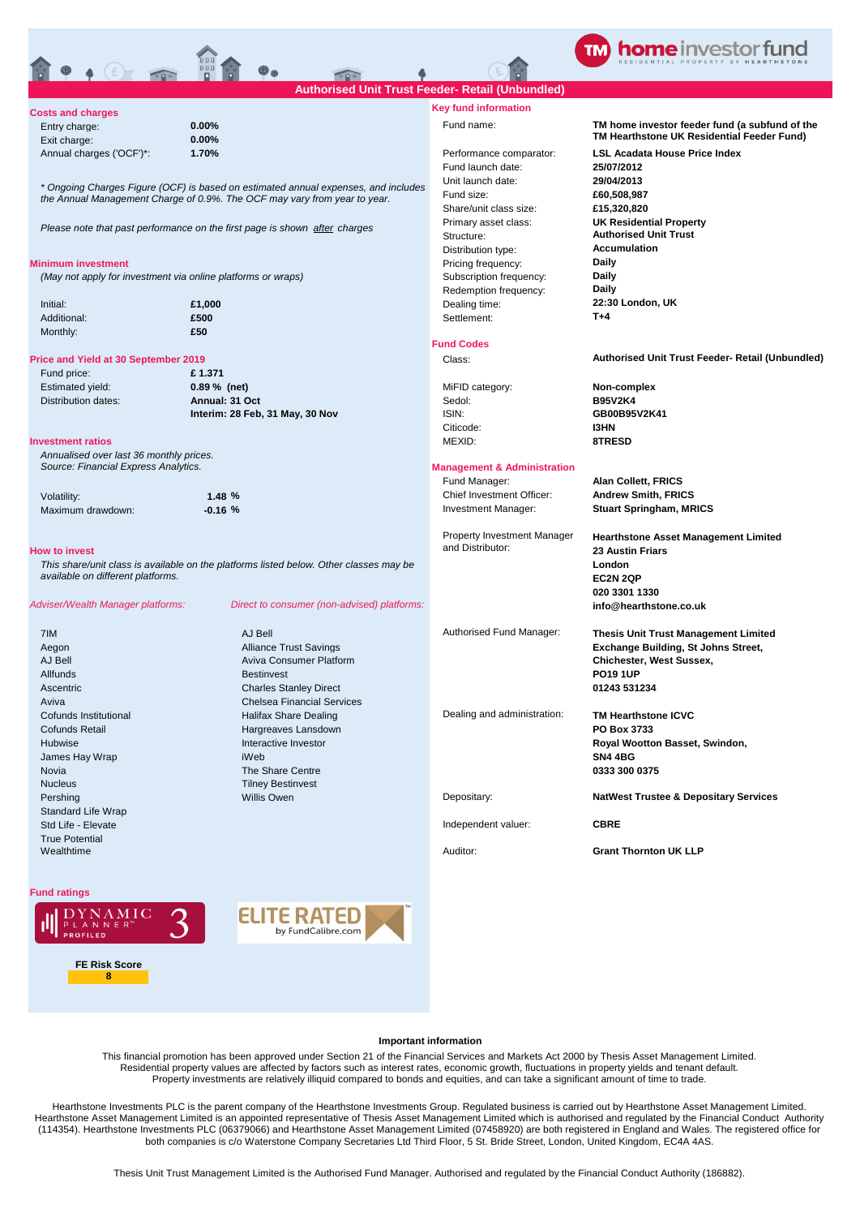## Authorised Unit Trust Feeder- Retail (Unbundled)

### Costs and charges

| | |
|---|---|
| Entry charge: | 0.00% |
| Exit charge: | 0.00% |
| Annual charges ('OCF')*: | 1.70% |

*\* Ongoing Charges Figure (OCF) is based on estimated annual expenses, and includes the Annual Management Charge of 0.9%. The OCF may vary from year to year.*

*Please note that past performance on the first page is shown after charges*

### Minimum investment

*(May not apply for investment via online platforms or wraps)*

| | |
|---|---|
| Initial: | £1,000 |
| Additional: | £500 |
| Monthly: | £50 |

### Price and Yield at 30 September 2019

| | |
|---|---|
| Fund price: | £ 1.371 |
| Estimated yield: | 0.89 % (net) |
| Distribution dates: | Annual: 31 Oct<br>Interim: 28 Feb, 31 May, 30 Nov |

### Investment ratios

*Annualised over last 36 monthly prices.*
*Source: Financial Express Analytics.*

| | |
|---|---|
| Volatility: | 1.48 % |
| Maximum drawdown: | -0.16 % |

### How to invest

*This share/unit class is available on the platforms listed below. Other classes may be available on different platforms.*

| *Adviser/Wealth Manager platforms:* | *Direct to consumer (non-advised) platforms:* |
|---|---|
| 7IM | AJ Bell |
| Aegon | Alliance Trust Savings |
| AJ Bell | Aviva Consumer Platform |
| Allfunds | Bestinvest |
| Ascentric | Charles Stanley Direct |
| Aviva | Chelsea Financial Services |
| Cofunds Institutional | Halifax Share Dealing |
| Cofunds Retail | Hargreaves Lansdown |
| Hubwise | Interactive Investor |
| James Hay Wrap | iWeb |
| Novia | The Share Centre |
| Nucleus | Tilney Bestinvest |
| Pershing | Willis Owen |
| Standard Life Wrap | |
| Std Life - Elevate | |
| True Potential | |
| Wealthtime | |

### Fund ratings

DYNAMIC PLANNER PROFILED 3

ELITE RATED by FundCalibre.com

FE Risk Score
8

### Key fund information

| | |
|---|---|
| Fund name: | TM home investor feeder fund (a subfund of the TM Hearthstone UK Residential Feeder Fund) |
| Performance comparator: | LSL Acadata House Price Index |
| Fund launch date: | 25/07/2012 |
| Unit launch date: | 29/04/2013 |
| Fund size: | £60,508,987 |
| Share/unit class size: | £15,320,820 |
| Primary asset class: | UK Residential Property |
| Structure: | Authorised Unit Trust |
| Distribution type: | Accumulation |
| Pricing frequency: | Daily |
| Subscription frequency: | Daily |
| Redemption frequency: | Daily |
| Dealing time: | 22:30 London, UK |
| Settlement: | T+4 |

### Fund Codes

| | |
|---|---|
| Class: | Authorised Unit Trust Feeder- Retail (Unbundled) |
| MiFID category: | Non-complex |
| Sedol: | B95V2K4 |
| ISIN: | GB00B95V2K41 |
| Citicode: | I3HN |
| MEXID: | 8TRESD |

### Management & Administration

| | |
|---|---|
| Fund Manager: | Alan Collett, FRICS |
| Chief Investment Officer: | Andrew Smith, FRICS |
| Investment Manager: | Stuart Springham, MRICS |
| Property Investment Manager and Distributor: | Hearthstone Asset Management Limited<br>23 Austin Friars<br>London<br>EC2N 2QP<br>020 3301 1330<br>info@hearthstone.co.uk |
| Authorised Fund Manager: | Thesis Unit Trust Management Limited<br>Exchange Building, St Johns Street,<br>Chichester, West Sussex,<br>PO19 1UP<br>01243 531234 |
| Dealing and administration: | TM Hearthstone ICVC<br>PO Box 3733<br>Royal Wootton Basset, Swindon,<br>SN4 4BG<br>0333 300 0375 |
| Depositary: | NatWest Trustee & Depositary Services |
| Independent valuer: | CBRE |
| Auditor: | Grant Thornton UK LLP |

**Important information**

This financial promotion has been approved under Section 21 of the Financial Services and Markets Act 2000 by Thesis Asset Management Limited. Residential property values are affected by factors such as interest rates, economic growth, fluctuations in property yields and tenant default. Property investments are relatively illiquid compared to bonds and equities, and can take a significant amount of time to trade.

Hearthstone Investments PLC is the parent company of the Hearthstone Investments Group. Regulated business is carried out by Hearthstone Asset Management Limited. Hearthstone Asset Management Limited is an appointed representative of Thesis Asset Management Limited which is authorised and regulated by the Financial Conduct Authority (114354). Hearthstone Investments PLC (06379066) and Hearthstone Asset Management Limited (07458920) are both registered in England and Wales. The registered office for both companies is c/o Waterstone Company Secretaries Ltd Third Floor, 5 St. Bride Street, London, United Kingdom, EC4A 4AS.

Thesis Unit Trust Management Limited is the Authorised Fund Manager. Authorised and regulated by the Financial Conduct Authority (186882).